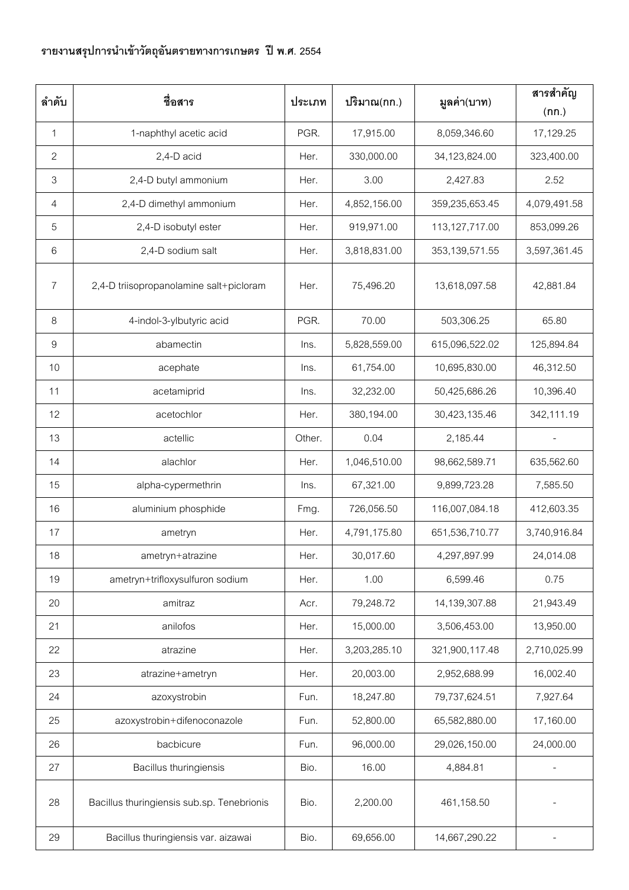**รายงานสรุปการนำเข้าวัตถุอันตรายทางการเกษตร ปี พ.ศ. 2554**

| ลำดับ | ชื่อสาร | ประเภท | ปริมาณ(กก.) | มูลค่า(บาท) | สารสำคัญ (กก.) |
|---|---|---|---|---|---|
| 1 | 1-naphthyl acetic acid | PGR. | 17,915.00 | 8,059,346.60 | 17,129.25 |
| 2 | 2,4-D acid | Her. | 330,000.00 | 34,123,824.00 | 323,400.00 |
| 3 | 2,4-D butyl ammonium | Her. | 3.00 | 2,427.83 | 2.52 |
| 4 | 2,4-D dimethyl ammonium | Her. | 4,852,156.00 | 359,235,653.45 | 4,079,491.58 |
| 5 | 2,4-D isobutyl ester | Her. | 919,971.00 | 113,127,717.00 | 853,099.26 |
| 6 | 2,4-D sodium salt | Her. | 3,818,831.00 | 353,139,571.55 | 3,597,361.45 |
| 7 | 2,4-D triisopropanolamine salt+picloram | Her. | 75,496.20 | 13,618,097.58 | 42,881.84 |
| 8 | 4-indol-3-ylbutyric acid | PGR. | 70.00 | 503,306.25 | 65.80 |
| 9 | abamectin | Ins. | 5,828,559.00 | 615,096,522.02 | 125,894.84 |
| 10 | acephate | Ins. | 61,754.00 | 10,695,830.00 | 46,312.50 |
| 11 | acetamiprid | Ins. | 32,232.00 | 50,425,686.26 | 10,396.40 |
| 12 | acetochlor | Her. | 380,194.00 | 30,423,135.46 | 342,111.19 |
| 13 | actellic | Other. | 0.04 | 2,185.44 | - |
| 14 | alachlor | Her. | 1,046,510.00 | 98,662,589.71 | 635,562.60 |
| 15 | alpha-cypermethrin | Ins. | 67,321.00 | 9,899,723.28 | 7,585.50 |
| 16 | aluminium phosphide | Fmg. | 726,056.50 | 116,007,084.18 | 412,603.35 |
| 17 | ametryn | Her. | 4,791,175.80 | 651,536,710.77 | 3,740,916.84 |
| 18 | ametryn+atrazine | Her. | 30,017.60 | 4,297,897.99 | 24,014.08 |
| 19 | ametryn+trifloxysulfuron sodium | Her. | 1.00 | 6,599.46 | 0.75 |
| 20 | amitraz | Acr. | 79,248.72 | 14,139,307.88 | 21,943.49 |
| 21 | anilofos | Her. | 15,000.00 | 3,506,453.00 | 13,950.00 |
| 22 | atrazine | Her. | 3,203,285.10 | 321,900,117.48 | 2,710,025.99 |
| 23 | atrazine+ametryn | Her. | 20,003.00 | 2,952,688.99 | 16,002.40 |
| 24 | azoxystrobin | Fun. | 18,247.80 | 79,737,624.51 | 7,927.64 |
| 25 | azoxystrobin+difenoconazole | Fun. | 52,800.00 | 65,582,880.00 | 17,160.00 |
| 26 | bacbicure | Fun. | 96,000.00 | 29,026,150.00 | 24,000.00 |
| 27 | Bacillus thuringiensis | Bio. | 16.00 | 4,884.81 | - |
| 28 | Bacillus thuringiensis sub.sp. Tenebrionis | Bio. | 2,200.00 | 461,158.50 | - |
| 29 | Bacillus thuringiensis var. aizawai | Bio. | 69,656.00 | 14,667,290.22 | - |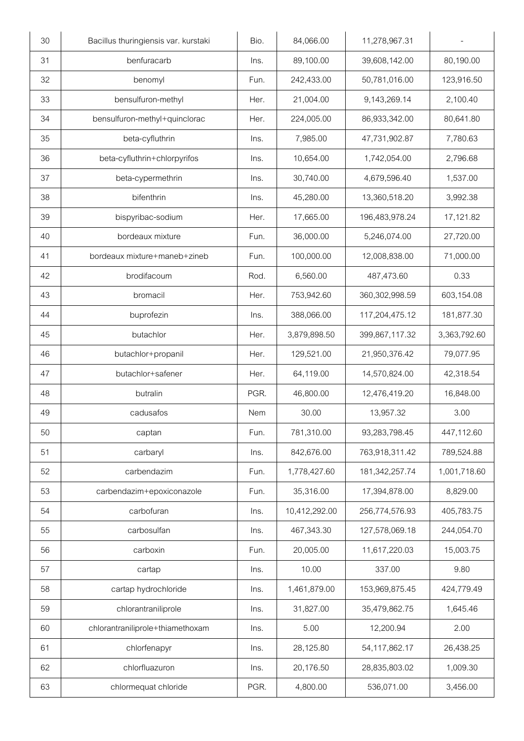| 30 | Bacillus thuringiensis var. kurstaki | Bio. | 84,066.00 | 11,278,967.31 | - |
|---|---|---|---|---|---|
| 31 | benfuracarb | Ins. | 89,100.00 | 39,608,142.00 | 80,190.00 |
| 32 | benomyl | Fun. | 242,433.00 | 50,781,016.00 | 123,916.50 |
| 33 | bensulfuron-methyl | Her. | 21,004.00 | 9,143,269.14 | 2,100.40 |
| 34 | bensulfuron-methyl+quinclorac | Her. | 224,005.00 | 86,933,342.00 | 80,641.80 |
| 35 | beta-cyfluthrin | Ins. | 7,985.00 | 47,731,902.87 | 7,780.63 |
| 36 | beta-cyfluthrin+chlorpyrifos | Ins. | 10,654.00 | 1,742,054.00 | 2,796.68 |
| 37 | beta-cypermethrin | Ins. | 30,740.00 | 4,679,596.40 | 1,537.00 |
| 38 | bifenthrin | Ins. | 45,280.00 | 13,360,518.20 | 3,992.38 |
| 39 | bispyribac-sodium | Her. | 17,665.00 | 196,483,978.24 | 17,121.82 |
| 40 | bordeaux mixture | Fun. | 36,000.00 | 5,246,074.00 | 27,720.00 |
| 41 | bordeaux mixture+maneb+zineb | Fun. | 100,000.00 | 12,008,838.00 | 71,000.00 |
| 42 | brodifacoum | Rod. | 6,560.00 | 487,473.60 | 0.33 |
| 43 | bromacil | Her. | 753,942.60 | 360,302,998.59 | 603,154.08 |
| 44 | buprofezin | Ins. | 388,066.00 | 117,204,475.12 | 181,877.30 |
| 45 | butachlor | Her. | 3,879,898.50 | 399,867,117.32 | 3,363,792.60 |
| 46 | butachlor+propanil | Her. | 129,521.00 | 21,950,376.42 | 79,077.95 |
| 47 | butachlor+safener | Her. | 64,119.00 | 14,570,824.00 | 42,318.54 |
| 48 | butralin | PGR. | 46,800.00 | 12,476,419.20 | 16,848.00 |
| 49 | cadusafos | Nem | 30.00 | 13,957.32 | 3.00 |
| 50 | captan | Fun. | 781,310.00 | 93,283,798.45 | 447,112.60 |
| 51 | carbaryl | Ins. | 842,676.00 | 763,918,311.42 | 789,524.88 |
| 52 | carbendazim | Fun. | 1,778,427.60 | 181,342,257.74 | 1,001,718.60 |
| 53 | carbendazim+epoxiconazole | Fun. | 35,316.00 | 17,394,878.00 | 8,829.00 |
| 54 | carbofuran | Ins. | 10,412,292.00 | 256,774,576.93 | 405,783.75 |
| 55 | carbosulfan | Ins. | 467,343.30 | 127,578,069.18 | 244,054.70 |
| 56 | carboxin | Fun. | 20,005.00 | 11,617,220.03 | 15,003.75 |
| 57 | cartap | Ins. | 10.00 | 337.00 | 9.80 |
| 58 | cartap hydrochloride | Ins. | 1,461,879.00 | 153,969,875.45 | 424,779.49 |
| 59 | chlorantraniliprole | Ins. | 31,827.00 | 35,479,862.75 | 1,645.46 |
| 60 | chlorantraniliprole+thiamethoxam | Ins. | 5.00 | 12,200.94 | 2.00 |
| 61 | chlorfenapyr | Ins. | 28,125.80 | 54,117,862.17 | 26,438.25 |
| 62 | chlorfluazuron | Ins. | 20,176.50 | 28,835,803.02 | 1,009.30 |
| 63 | chlormequat chloride | PGR. | 4,800.00 | 536,071.00 | 3,456.00 |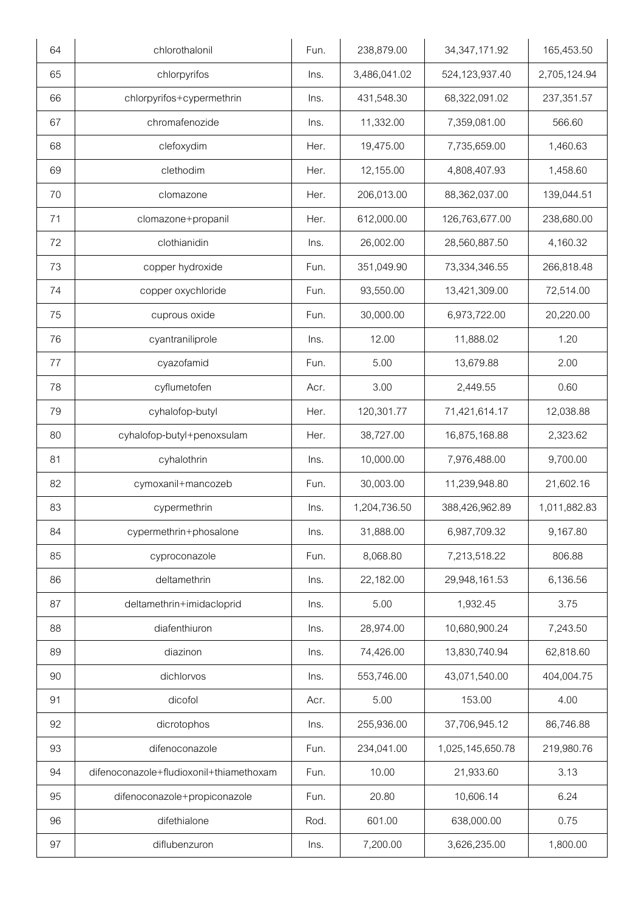| 64 | chlorothalonil | Fun. | 238,879.00 | 34,347,171.92 | 165,453.50 |
|---|---|---|---|---|---|
| 65 | chlorpyrifos | Ins. | 3,486,041.02 | 524,123,937.40 | 2,705,124.94 |
| 66 | chlorpyrifos+cypermethrin | Ins. | 431,548.30 | 68,322,091.02 | 237,351.57 |
| 67 | chromafenozide | Ins. | 11,332.00 | 7,359,081.00 | 566.60 |
| 68 | clefoxydim | Her. | 19,475.00 | 7,735,659.00 | 1,460.63 |
| 69 | clethodim | Her. | 12,155.00 | 4,808,407.93 | 1,458.60 |
| 70 | clomazone | Her. | 206,013.00 | 88,362,037.00 | 139,044.51 |
| 71 | clomazone+propanil | Her. | 612,000.00 | 126,763,677.00 | 238,680.00 |
| 72 | clothianidin | Ins. | 26,002.00 | 28,560,887.50 | 4,160.32 |
| 73 | copper hydroxide | Fun. | 351,049.90 | 73,334,346.55 | 266,818.48 |
| 74 | copper oxychloride | Fun. | 93,550.00 | 13,421,309.00 | 72,514.00 |
| 75 | cuprous oxide | Fun. | 30,000.00 | 6,973,722.00 | 20,220.00 |
| 76 | cyantraniliprole | Ins. | 12.00 | 11,888.02 | 1.20 |
| 77 | cyazofamid | Fun. | 5.00 | 13,679.88 | 2.00 |
| 78 | cyflumetofen | Acr. | 3.00 | 2,449.55 | 0.60 |
| 79 | cyhalofop-butyl | Her. | 120,301.77 | 71,421,614.17 | 12,038.88 |
| 80 | cyhalofop-butyl+penoxsulam | Her. | 38,727.00 | 16,875,168.88 | 2,323.62 |
| 81 | cyhalothrin | Ins. | 10,000.00 | 7,976,488.00 | 9,700.00 |
| 82 | cymoxanil+mancozeb | Fun. | 30,003.00 | 11,239,948.80 | 21,602.16 |
| 83 | cypermethrin | Ins. | 1,204,736.50 | 388,426,962.89 | 1,011,882.83 |
| 84 | cypermethrin+phosalone | Ins. | 31,888.00 | 6,987,709.32 | 9,167.80 |
| 85 | cyproconazole | Fun. | 8,068.80 | 7,213,518.22 | 806.88 |
| 86 | deltamethrin | Ins. | 22,182.00 | 29,948,161.53 | 6,136.56 |
| 87 | deltamethrin+imidacloprid | Ins. | 5.00 | 1,932.45 | 3.75 |
| 88 | diafenthiuron | Ins. | 28,974.00 | 10,680,900.24 | 7,243.50 |
| 89 | diazinon | Ins. | 74,426.00 | 13,830,740.94 | 62,818.60 |
| 90 | dichlorvos | Ins. | 553,746.00 | 43,071,540.00 | 404,004.75 |
| 91 | dicofol | Acr. | 5.00 | 153.00 | 4.00 |
| 92 | dicrotophos | Ins. | 255,936.00 | 37,706,945.12 | 86,746.88 |
| 93 | difenoconazole | Fun. | 234,041.00 | 1,025,145,650.78 | 219,980.76 |
| 94 | difenoconazole+fludioxonil+thiamethoxam | Fun. | 10.00 | 21,933.60 | 3.13 |
| 95 | difenoconazole+propiconazole | Fun. | 20.80 | 10,606.14 | 6.24 |
| 96 | difethialone | Rod. | 601.00 | 638,000.00 | 0.75 |
| 97 | diflubenzuron | Ins. | 7,200.00 | 3,626,235.00 | 1,800.00 |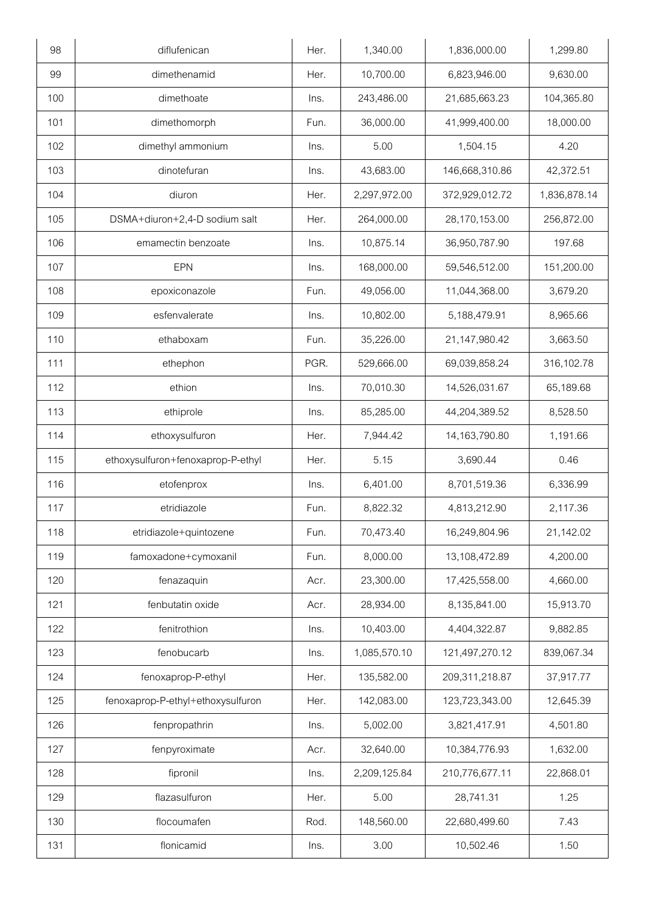| 98 | diflufenican | Her. | 1,340.00 | 1,836,000.00 | 1,299.80 |
|---|---|---|---|---|---|
| 99 | dimethenamid | Her. | 10,700.00 | 6,823,946.00 | 9,630.00 |
| 100 | dimethoate | Ins. | 243,486.00 | 21,685,663.23 | 104,365.80 |
| 101 | dimethomorph | Fun. | 36,000.00 | 41,999,400.00 | 18,000.00 |
| 102 | dimethyl ammonium | Ins. | 5.00 | 1,504.15 | 4.20 |
| 103 | dinotefuran | Ins. | 43,683.00 | 146,668,310.86 | 42,372.51 |
| 104 | diuron | Her. | 2,297,972.00 | 372,929,012.72 | 1,836,878.14 |
| 105 | DSMA+diuron+2,4-D sodium salt | Her. | 264,000.00 | 28,170,153.00 | 256,872.00 |
| 106 | emamectin benzoate | Ins. | 10,875.14 | 36,950,787.90 | 197.68 |
| 107 | EPN | Ins. | 168,000.00 | 59,546,512.00 | 151,200.00 |
| 108 | epoxiconazole | Fun. | 49,056.00 | 11,044,368.00 | 3,679.20 |
| 109 | esfenvalerate | Ins. | 10,802.00 | 5,188,479.91 | 8,965.66 |
| 110 | ethaboxam | Fun. | 35,226.00 | 21,147,980.42 | 3,663.50 |
| 111 | ethephon | PGR. | 529,666.00 | 69,039,858.24 | 316,102.78 |
| 112 | ethion | Ins. | 70,010.30 | 14,526,031.67 | 65,189.68 |
| 113 | ethiprole | Ins. | 85,285.00 | 44,204,389.52 | 8,528.50 |
| 114 | ethoxysulfuron | Her. | 7,944.42 | 14,163,790.80 | 1,191.66 |
| 115 | ethoxysulfuron+fenoxaprop-P-ethyl | Her. | 5.15 | 3,690.44 | 0.46 |
| 116 | etofenprox | Ins. | 6,401.00 | 8,701,519.36 | 6,336.99 |
| 117 | etridiazole | Fun. | 8,822.32 | 4,813,212.90 | 2,117.36 |
| 118 | etridiazole+quintozene | Fun. | 70,473.40 | 16,249,804.96 | 21,142.02 |
| 119 | famoxadone+cymoxanil | Fun. | 8,000.00 | 13,108,472.89 | 4,200.00 |
| 120 | fenazaquin | Acr. | 23,300.00 | 17,425,558.00 | 4,660.00 |
| 121 | fenbutatin oxide | Acr. | 28,934.00 | 8,135,841.00 | 15,913.70 |
| 122 | fenitrothion | Ins. | 10,403.00 | 4,404,322.87 | 9,882.85 |
| 123 | fenobucarb | Ins. | 1,085,570.10 | 121,497,270.12 | 839,067.34 |
| 124 | fenoxaprop-P-ethyl | Her. | 135,582.00 | 209,311,218.87 | 37,917.77 |
| 125 | fenoxaprop-P-ethyl+ethoxysulfuron | Her. | 142,083.00 | 123,723,343.00 | 12,645.39 |
| 126 | fenpropathrin | Ins. | 5,002.00 | 3,821,417.91 | 4,501.80 |
| 127 | fenpyroximate | Acr. | 32,640.00 | 10,384,776.93 | 1,632.00 |
| 128 | fipronil | Ins. | 2,209,125.84 | 210,776,677.11 | 22,868.01 |
| 129 | flazasulfuron | Her. | 5.00 | 28,741.31 | 1.25 |
| 130 | flocoumafen | Rod. | 148,560.00 | 22,680,499.60 | 7.43 |
| 131 | flonicamid | Ins. | 3.00 | 10,502.46 | 1.50 |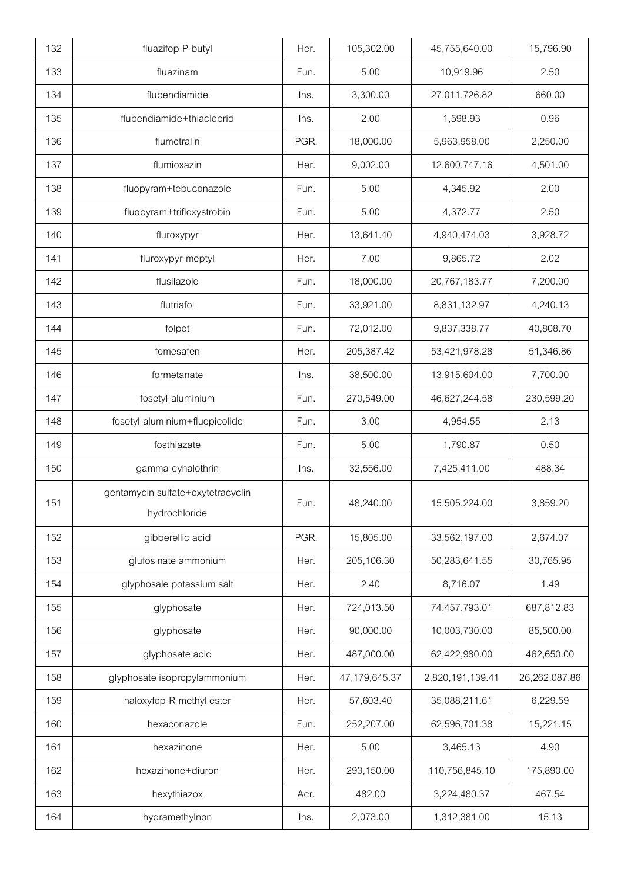| | | | | | |
|---|---|---|---|---|---|
| 132 | fluazifop-P-butyl | Her. | 105,302.00 | 45,755,640.00 | 15,796.90 |
| 133 | fluazinam | Fun. | 5.00 | 10,919.96 | 2.50 |
| 134 | flubendiamide | Ins. | 3,300.00 | 27,011,726.82 | 660.00 |
| 135 | flubendiamide+thiacloprid | Ins. | 2.00 | 1,598.93 | 0.96 |
| 136 | flumetralin | PGR. | 18,000.00 | 5,963,958.00 | 2,250.00 |
| 137 | flumioxazin | Her. | 9,002.00 | 12,600,747.16 | 4,501.00 |
| 138 | fluopyram+tebuconazole | Fun. | 5.00 | 4,345.92 | 2.00 |
| 139 | fluopyram+trifloxystrobin | Fun. | 5.00 | 4,372.77 | 2.50 |
| 140 | fluroxypyr | Her. | 13,641.40 | 4,940,474.03 | 3,928.72 |
| 141 | fluroxypyr-meptyl | Her. | 7.00 | 9,865.72 | 2.02 |
| 142 | flusilazole | Fun. | 18,000.00 | 20,767,183.77 | 7,200.00 |
| 143 | flutriafol | Fun. | 33,921.00 | 8,831,132.97 | 4,240.13 |
| 144 | folpet | Fun. | 72,012.00 | 9,837,338.77 | 40,808.70 |
| 145 | fomesafen | Her. | 205,387.42 | 53,421,978.28 | 51,346.86 |
| 146 | formetanate | Ins. | 38,500.00 | 13,915,604.00 | 7,700.00 |
| 147 | fosetyl-aluminium | Fun. | 270,549.00 | 46,627,244.58 | 230,599.20 |
| 148 | fosetyl-aluminium+fluopicolide | Fun. | 3.00 | 4,954.55 | 2.13 |
| 149 | fosthiazate | Fun. | 5.00 | 1,790.87 | 0.50 |
| 150 | gamma-cyhalothrin | Ins. | 32,556.00 | 7,425,411.00 | 488.34 |
| 151 | gentamycin sulfate+oxytetracyclin hydrochloride | Fun. | 48,240.00 | 15,505,224.00 | 3,859.20 |
| 152 | gibberellic acid | PGR. | 15,805.00 | 33,562,197.00 | 2,674.07 |
| 153 | glufosinate ammonium | Her. | 205,106.30 | 50,283,641.55 | 30,765.95 |
| 154 | glyphosale potassium salt | Her. | 2.40 | 8,716.07 | 1.49 |
| 155 | glyphosate | Her. | 724,013.50 | 74,457,793.01 | 687,812.83 |
| 156 | glyphosate | Her. | 90,000.00 | 10,003,730.00 | 85,500.00 |
| 157 | glyphosate acid | Her. | 487,000.00 | 62,422,980.00 | 462,650.00 |
| 158 | glyphosate isopropylammonium | Her. | 47,179,645.37 | 2,820,191,139.41 | 26,262,087.86 |
| 159 | haloxyfop-R-methyl ester | Her. | 57,603.40 | 35,088,211.61 | 6,229.59 |
| 160 | hexaconazole | Fun. | 252,207.00 | 62,596,701.38 | 15,221.15 |
| 161 | hexazinone | Her. | 5.00 | 3,465.13 | 4.90 |
| 162 | hexazinone+diuron | Her. | 293,150.00 | 110,756,845.10 | 175,890.00 |
| 163 | hexythiazox | Acr. | 482.00 | 3,224,480.37 | 467.54 |
| 164 | hydramethylnon | Ins. | 2,073.00 | 1,312,381.00 | 15.13 |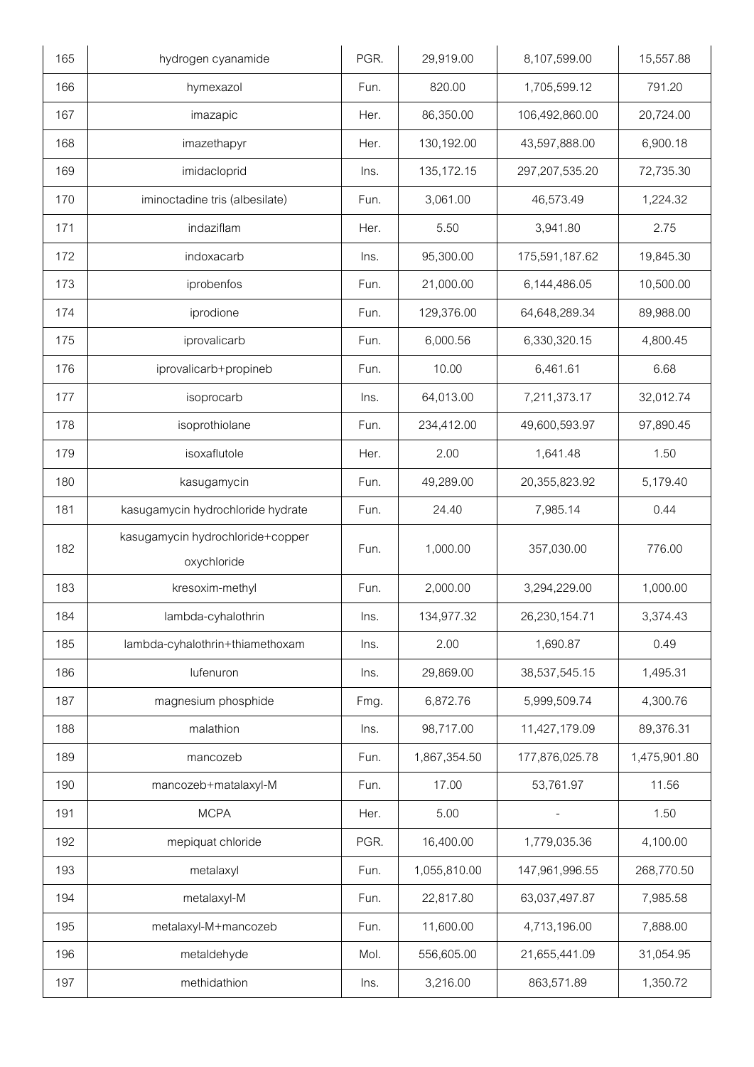| 165 | hydrogen cyanamide | PGR. | 29,919.00 | 8,107,599.00 | 15,557.88 |
|---|---|---|---|---|---|
| 166 | hymexazol | Fun. | 820.00 | 1,705,599.12 | 791.20 |
| 167 | imazapic | Her. | 86,350.00 | 106,492,860.00 | 20,724.00 |
| 168 | imazethapyr | Her. | 130,192.00 | 43,597,888.00 | 6,900.18 |
| 169 | imidacloprid | Ins. | 135,172.15 | 297,207,535.20 | 72,735.30 |
| 170 | iminoctadine tris (albesilate) | Fun. | 3,061.00 | 46,573.49 | 1,224.32 |
| 171 | indaziflam | Her. | 5.50 | 3,941.80 | 2.75 |
| 172 | indoxacarb | Ins. | 95,300.00 | 175,591,187.62 | 19,845.30 |
| 173 | iprobenfos | Fun. | 21,000.00 | 6,144,486.05 | 10,500.00 |
| 174 | iprodione | Fun. | 129,376.00 | 64,648,289.34 | 89,988.00 |
| 175 | iprovalicarb | Fun. | 6,000.56 | 6,330,320.15 | 4,800.45 |
| 176 | iprovalicarb+propineb | Fun. | 10.00 | 6,461.61 | 6.68 |
| 177 | isoprocarb | Ins. | 64,013.00 | 7,211,373.17 | 32,012.74 |
| 178 | isoprothiolane | Fun. | 234,412.00 | 49,600,593.97 | 97,890.45 |
| 179 | isoxaflutole | Her. | 2.00 | 1,641.48 | 1.50 |
| 180 | kasugamycin | Fun. | 49,289.00 | 20,355,823.92 | 5,179.40 |
| 181 | kasugamycin hydrochloride hydrate | Fun. | 24.40 | 7,985.14 | 0.44 |
| 182 | kasugamycin hydrochloride+copper oxychloride | Fun. | 1,000.00 | 357,030.00 | 776.00 |
| 183 | kresoxim-methyl | Fun. | 2,000.00 | 3,294,229.00 | 1,000.00 |
| 184 | lambda-cyhalothrin | Ins. | 134,977.32 | 26,230,154.71 | 3,374.43 |
| 185 | lambda-cyhalothrin+thiamethoxam | Ins. | 2.00 | 1,690.87 | 0.49 |
| 186 | lufenuron | Ins. | 29,869.00 | 38,537,545.15 | 1,495.31 |
| 187 | magnesium phosphide | Fmg. | 6,872.76 | 5,999,509.74 | 4,300.76 |
| 188 | malathion | Ins. | 98,717.00 | 11,427,179.09 | 89,376.31 |
| 189 | mancozeb | Fun. | 1,867,354.50 | 177,876,025.78 | 1,475,901.80 |
| 190 | mancozeb+matalaxyl-M | Fun. | 17.00 | 53,761.97 | 11.56 |
| 191 | MCPA | Her. | 5.00 | - | 1.50 |
| 192 | mepiquat chloride | PGR. | 16,400.00 | 1,779,035.36 | 4,100.00 |
| 193 | metalaxyl | Fun. | 1,055,810.00 | 147,961,996.55 | 268,770.50 |
| 194 | metalaxyl-M | Fun. | 22,817.80 | 63,037,497.87 | 7,985.58 |
| 195 | metalaxyl-M+mancozeb | Fun. | 11,600.00 | 4,713,196.00 | 7,888.00 |
| 196 | metaldehyde | Mol. | 556,605.00 | 21,655,441.09 | 31,054.95 |
| 197 | methidathion | Ins. | 3,216.00 | 863,571.89 | 1,350.72 |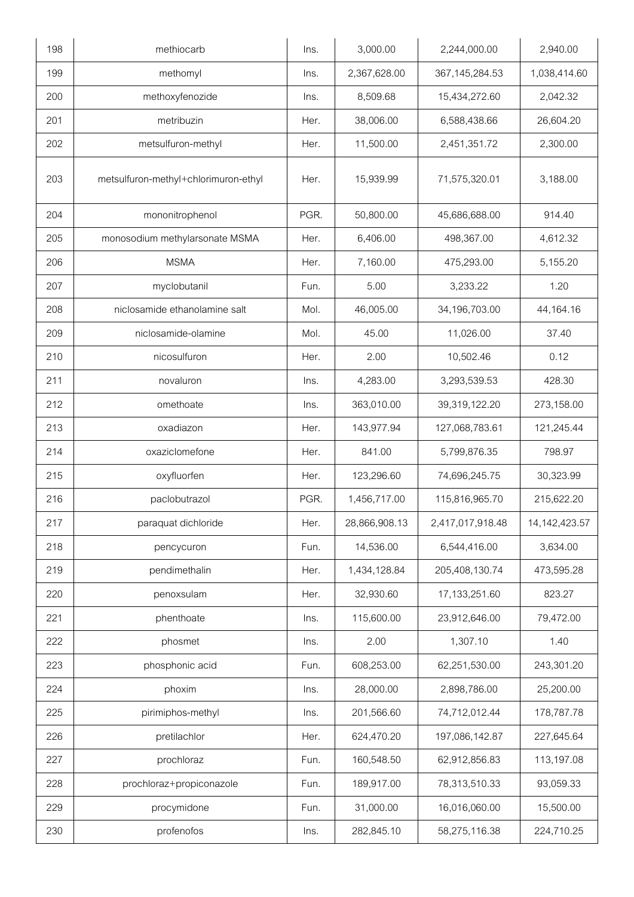| 198 | methiocarb | Ins. | 3,000.00 | 2,244,000.00 | 2,940.00 |
|---|---|---|---|---|---|
| 199 | methomyl | Ins. | 2,367,628.00 | 367,145,284.53 | 1,038,414.60 |
| 200 | methoxyfenozide | Ins. | 8,509.68 | 15,434,272.60 | 2,042.32 |
| 201 | metribuzin | Her. | 38,006.00 | 6,588,438.66 | 26,604.20 |
| 202 | metsulfuron-methyl | Her. | 11,500.00 | 2,451,351.72 | 2,300.00 |
| 203 | metsulfuron-methyl+chlorimuron-ethyl | Her. | 15,939.99 | 71,575,320.01 | 3,188.00 |
| 204 | mononitrophenol | PGR. | 50,800.00 | 45,686,688.00 | 914.40 |
| 205 | monosodium methylarsonate MSMA | Her. | 6,406.00 | 498,367.00 | 4,612.32 |
| 206 | MSMA | Her. | 7,160.00 | 475,293.00 | 5,155.20 |
| 207 | myclobutanil | Fun. | 5.00 | 3,233.22 | 1.20 |
| 208 | niclosamide ethanolamine salt | Mol. | 46,005.00 | 34,196,703.00 | 44,164.16 |
| 209 | niclosamide-olamine | Mol. | 45.00 | 11,026.00 | 37.40 |
| 210 | nicosulfuron | Her. | 2.00 | 10,502.46 | 0.12 |
| 211 | novaluron | Ins. | 4,283.00 | 3,293,539.53 | 428.30 |
| 212 | omethoate | Ins. | 363,010.00 | 39,319,122.20 | 273,158.00 |
| 213 | oxadiazon | Her. | 143,977.94 | 127,068,783.61 | 121,245.44 |
| 214 | oxaziclomefone | Her. | 841.00 | 5,799,876.35 | 798.97 |
| 215 | oxyfluorfen | Her. | 123,296.60 | 74,696,245.75 | 30,323.99 |
| 216 | paclobutrazol | PGR. | 1,456,717.00 | 115,816,965.70 | 215,622.20 |
| 217 | paraquat dichloride | Her. | 28,866,908.13 | 2,417,017,918.48 | 14,142,423.57 |
| 218 | pencycuron | Fun. | 14,536.00 | 6,544,416.00 | 3,634.00 |
| 219 | pendimethalin | Her. | 1,434,128.84 | 205,408,130.74 | 473,595.28 |
| 220 | penoxsulam | Her. | 32,930.60 | 17,133,251.60 | 823.27 |
| 221 | phenthoate | Ins. | 115,600.00 | 23,912,646.00 | 79,472.00 |
| 222 | phosmet | Ins. | 2.00 | 1,307.10 | 1.40 |
| 223 | phosphonic acid | Fun. | 608,253.00 | 62,251,530.00 | 243,301.20 |
| 224 | phoxim | Ins. | 28,000.00 | 2,898,786.00 | 25,200.00 |
| 225 | pirimiphos-methyl | Ins. | 201,566.60 | 74,712,012.44 | 178,787.78 |
| 226 | pretilachlor | Her. | 624,470.20 | 197,086,142.87 | 227,645.64 |
| 227 | prochloraz | Fun. | 160,548.50 | 62,912,856.83 | 113,197.08 |
| 228 | prochloraz+propiconazole | Fun. | 189,917.00 | 78,313,510.33 | 93,059.33 |
| 229 | procymidone | Fun. | 31,000.00 | 16,016,060.00 | 15,500.00 |
| 230 | profenofos | Ins. | 282,845.10 | 58,275,116.38 | 224,710.25 |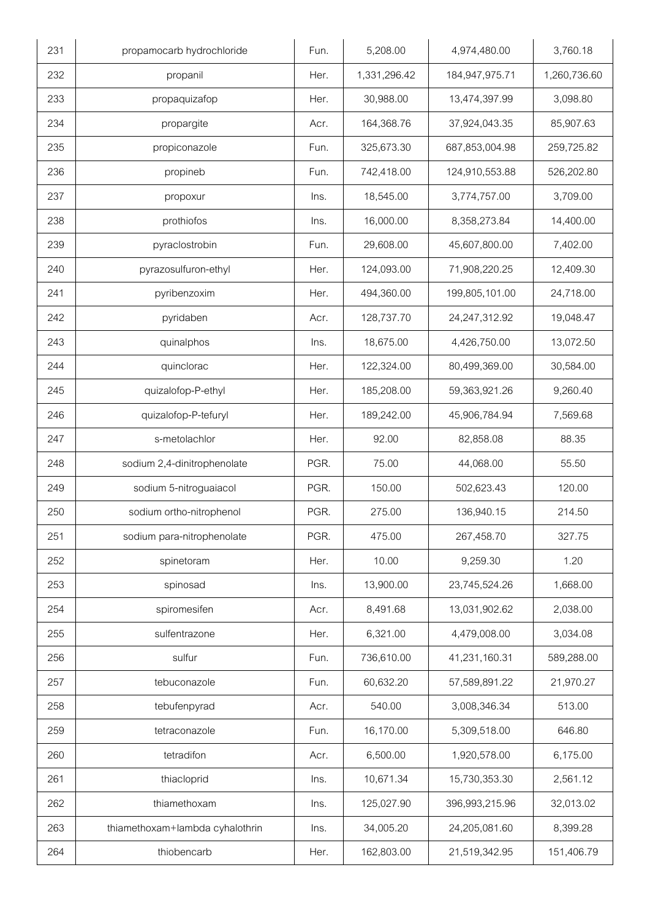| 231 | propamocarb hydrochloride | Fun. | 5,208.00 | 4,974,480.00 | 3,760.18 |
|---|---|---|---|---|---|
| 232 | propanil | Her. | 1,331,296.42 | 184,947,975.71 | 1,260,736.60 |
| 233 | propaquizafop | Her. | 30,988.00 | 13,474,397.99 | 3,098.80 |
| 234 | propargite | Acr. | 164,368.76 | 37,924,043.35 | 85,907.63 |
| 235 | propiconazole | Fun. | 325,673.30 | 687,853,004.98 | 259,725.82 |
| 236 | propineb | Fun. | 742,418.00 | 124,910,553.88 | 526,202.80 |
| 237 | propoxur | Ins. | 18,545.00 | 3,774,757.00 | 3,709.00 |
| 238 | prothiofos | Ins. | 16,000.00 | 8,358,273.84 | 14,400.00 |
| 239 | pyraclostrobin | Fun. | 29,608.00 | 45,607,800.00 | 7,402.00 |
| 240 | pyrazosulfuron-ethyl | Her. | 124,093.00 | 71,908,220.25 | 12,409.30 |
| 241 | pyribenzoxim | Her. | 494,360.00 | 199,805,101.00 | 24,718.00 |
| 242 | pyridaben | Acr. | 128,737.70 | 24,247,312.92 | 19,048.47 |
| 243 | quinalphos | Ins. | 18,675.00 | 4,426,750.00 | 13,072.50 |
| 244 | quinclorac | Her. | 122,324.00 | 80,499,369.00 | 30,584.00 |
| 245 | quizalofop-P-ethyl | Her. | 185,208.00 | 59,363,921.26 | 9,260.40 |
| 246 | quizalofop-P-tefuryl | Her. | 189,242.00 | 45,906,784.94 | 7,569.68 |
| 247 | s-metolachlor | Her. | 92.00 | 82,858.08 | 88.35 |
| 248 | sodium 2,4-dinitrophenolate | PGR. | 75.00 | 44,068.00 | 55.50 |
| 249 | sodium 5-nitroguaiacol | PGR. | 150.00 | 502,623.43 | 120.00 |
| 250 | sodium ortho-nitrophenol | PGR. | 275.00 | 136,940.15 | 214.50 |
| 251 | sodium para-nitrophenolate | PGR. | 475.00 | 267,458.70 | 327.75 |
| 252 | spinetoram | Her. | 10.00 | 9,259.30 | 1.20 |
| 253 | spinosad | Ins. | 13,900.00 | 23,745,524.26 | 1,668.00 |
| 254 | spiromesifen | Acr. | 8,491.68 | 13,031,902.62 | 2,038.00 |
| 255 | sulfentrazone | Her. | 6,321.00 | 4,479,008.00 | 3,034.08 |
| 256 | sulfur | Fun. | 736,610.00 | 41,231,160.31 | 589,288.00 |
| 257 | tebuconazole | Fun. | 60,632.20 | 57,589,891.22 | 21,970.27 |
| 258 | tebufenpyrad | Acr. | 540.00 | 3,008,346.34 | 513.00 |
| 259 | tetraconazole | Fun. | 16,170.00 | 5,309,518.00 | 646.80 |
| 260 | tetradifon | Acr. | 6,500.00 | 1,920,578.00 | 6,175.00 |
| 261 | thiacloprid | Ins. | 10,671.34 | 15,730,353.30 | 2,561.12 |
| 262 | thiamethoxam | Ins. | 125,027.90 | 396,993,215.96 | 32,013.02 |
| 263 | thiamethoxam+lambda cyhalothrin | Ins. | 34,005.20 | 24,205,081.60 | 8,399.28 |
| 264 | thiobencarb | Her. | 162,803.00 | 21,519,342.95 | 151,406.79 |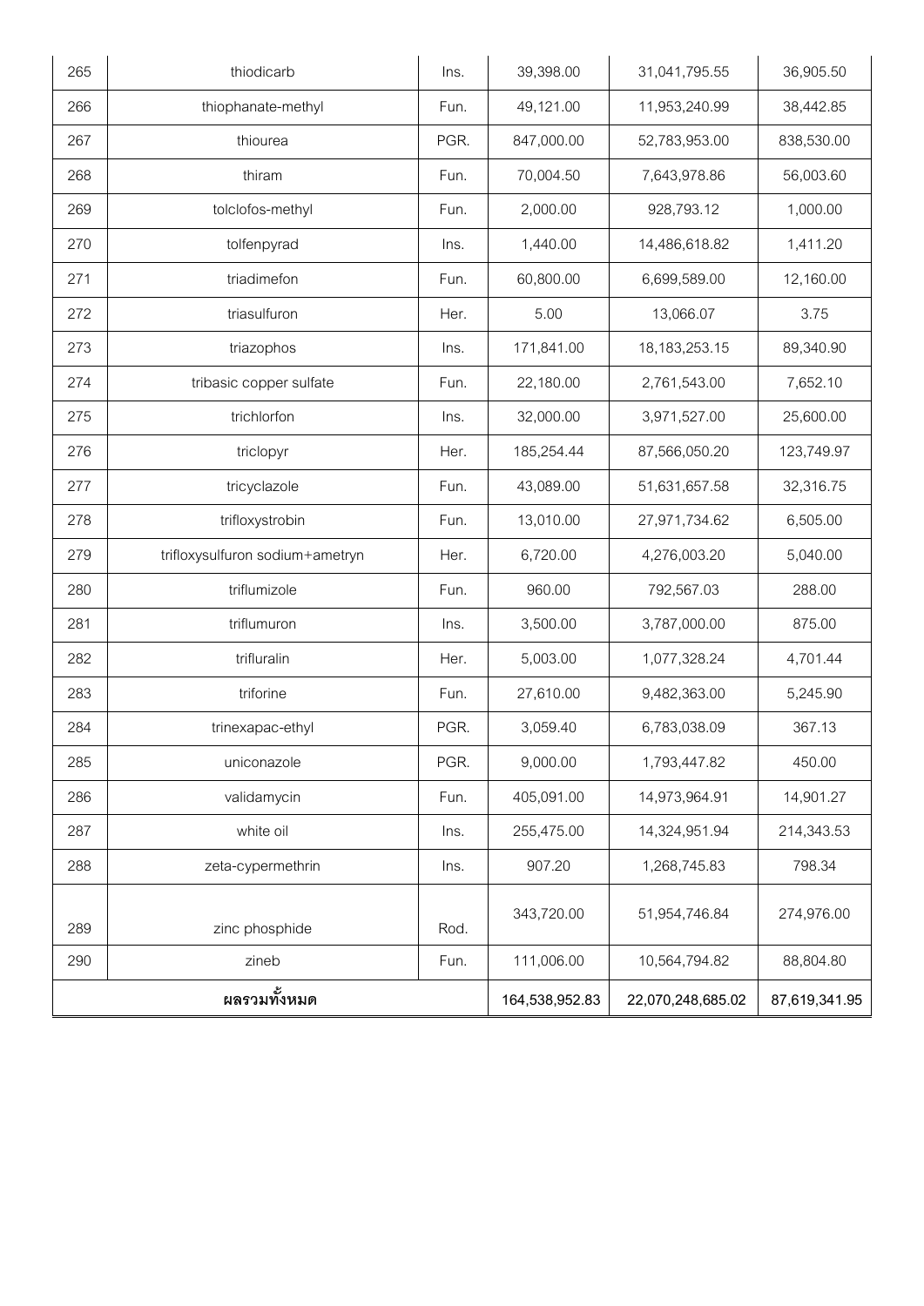| | | | | | |
|---|---|---|---|---|---|
| 265 | thiodicarb | Ins. | 39,398.00 | 31,041,795.55 | 36,905.50 |
| 266 | thiophanate-methyl | Fun. | 49,121.00 | 11,953,240.99 | 38,442.85 |
| 267 | thiourea | PGR. | 847,000.00 | 52,783,953.00 | 838,530.00 |
| 268 | thiram | Fun. | 70,004.50 | 7,643,978.86 | 56,003.60 |
| 269 | tolclofos-methyl | Fun. | 2,000.00 | 928,793.12 | 1,000.00 |
| 270 | tolfenpyrad | Ins. | 1,440.00 | 14,486,618.82 | 1,411.20 |
| 271 | triadimefon | Fun. | 60,800.00 | 6,699,589.00 | 12,160.00 |
| 272 | triasulfuron | Her. | 5.00 | 13,066.07 | 3.75 |
| 273 | triazophos | Ins. | 171,841.00 | 18,183,253.15 | 89,340.90 |
| 274 | tribasic copper sulfate | Fun. | 22,180.00 | 2,761,543.00 | 7,652.10 |
| 275 | trichlorfon | Ins. | 32,000.00 | 3,971,527.00 | 25,600.00 |
| 276 | triclopyr | Her. | 185,254.44 | 87,566,050.20 | 123,749.97 |
| 277 | tricyclazole | Fun. | 43,089.00 | 51,631,657.58 | 32,316.75 |
| 278 | trifloxystrobin | Fun. | 13,010.00 | 27,971,734.62 | 6,505.00 |
| 279 | trifloxysulfuron sodium+ametryn | Her. | 6,720.00 | 4,276,003.20 | 5,040.00 |
| 280 | triflumizole | Fun. | 960.00 | 792,567.03 | 288.00 |
| 281 | triflumuron | Ins. | 3,500.00 | 3,787,000.00 | 875.00 |
| 282 | trifluralin | Her. | 5,003.00 | 1,077,328.24 | 4,701.44 |
| 283 | triforine | Fun. | 27,610.00 | 9,482,363.00 | 5,245.90 |
| 284 | trinexapac-ethyl | PGR. | 3,059.40 | 6,783,038.09 | 367.13 |
| 285 | uniconazole | PGR. | 9,000.00 | 1,793,447.82 | 450.00 |
| 286 | validamycin | Fun. | 405,091.00 | 14,973,964.91 | 14,901.27 |
| 287 | white oil | Ins. | 255,475.00 | 14,324,951.94 | 214,343.53 |
| 288 | zeta-cypermethrin | Ins. | 907.20 | 1,268,745.83 | 798.34 |
| 289 | zinc phosphide | Rod. | 343,720.00 | 51,954,746.84 | 274,976.00 |
| 290 | zineb | Fun. | 111,006.00 | 10,564,794.82 | 88,804.80 |
| **ผลรวมทั้งหมด** | | | 164,538,952.83 | 22,070,248,685.02 | 87,619,341.95 |